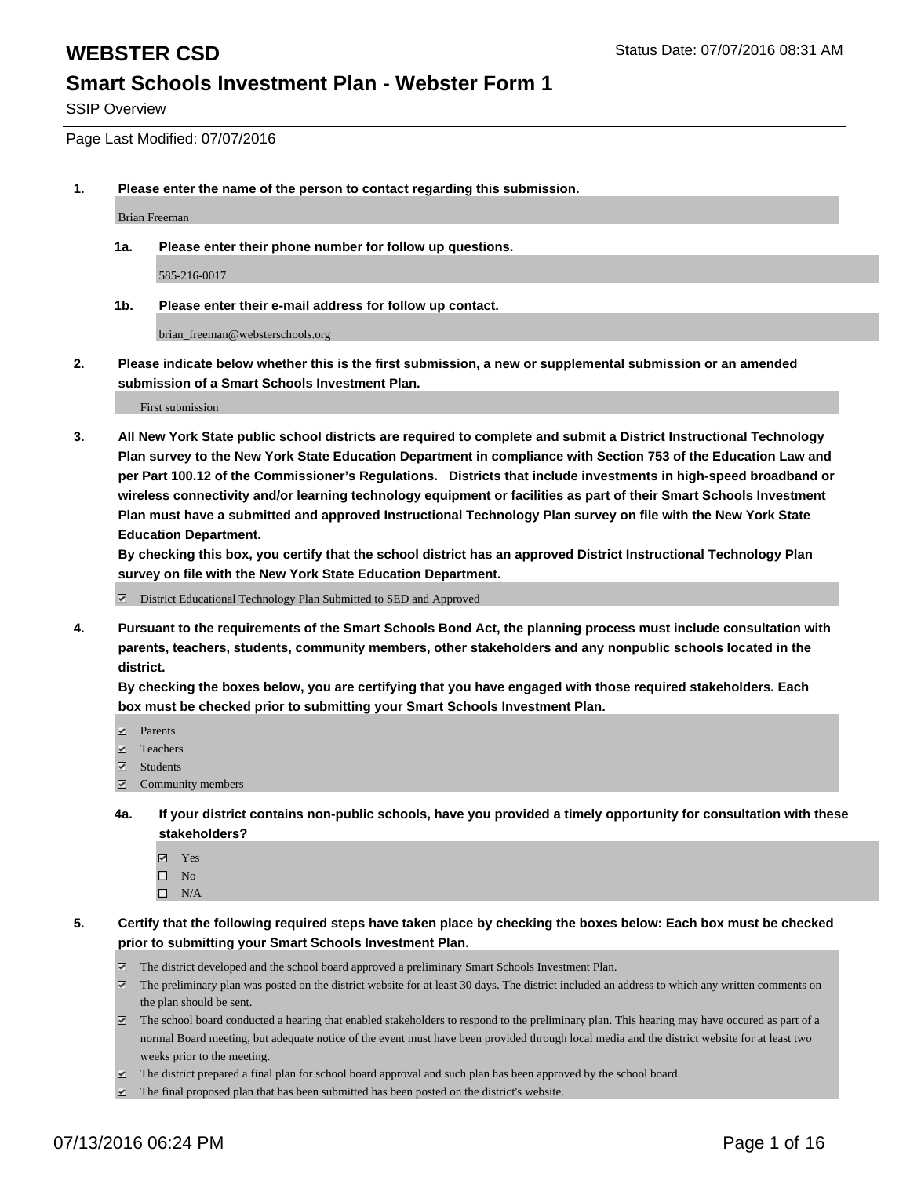# WEBSTER CSD

Status Date: 07/07/2016 08:31 AM

## Smart Schools Investment Plan - Webster Form 1

SSIP Overview

Page Last Modified: 07/07/2016

**1. Please enter the name of the person to contact regarding this submission.**

Brian Freeman

**1a. Please enter their phone number for follow up questions.**

585-216-0017

**1b. Please enter their e-mail address for follow up contact.**

brian_freeman@websterschools.org

**2. Please indicate below whether this is the first submission, a new or supplemental submission or an amended submission of a Smart Schools Investment Plan.**

First submission

**3. All New York State public school districts are required to complete and submit a District Instructional Technology Plan survey to the New York State Education Department in compliance with Section 753 of the Education Law and per Part 100.12 of the Commissioner's Regulations. Districts that include investments in high-speed broadband or wireless connectivity and/or learning technology equipment or facilities as part of their Smart Schools Investment Plan must have a submitted and approved Instructional Technology Plan survey on file with the New York State Education Department.**

**By checking this box, you certify that the school district has an approved District Instructional Technology Plan survey on file with the New York State Education Department.**

☑ District Educational Technology Plan Submitted to SED and Approved

**4. Pursuant to the requirements of the Smart Schools Bond Act, the planning process must include consultation with parents, teachers, students, community members, other stakeholders and any nonpublic schools located in the district.**

**By checking the boxes below, you are certifying that you have engaged with those required stakeholders. Each box must be checked prior to submitting your Smart Schools Investment Plan.**

- ☑ Parents
- ☑ Teachers
- ☑ Students
- ☑ Community members

**4a. If your district contains non-public schools, have you provided a timely opportunity for consultation with these stakeholders?**

- ☑ Yes
- ☐ No
- ☐ N/A

**5. Certify that the following required steps have taken place by checking the boxes below: Each box must be checked prior to submitting your Smart Schools Investment Plan.**

- ☑ The district developed and the school board approved a preliminary Smart Schools Investment Plan.
- ☑ The preliminary plan was posted on the district website for at least 30 days. The district included an address to which any written comments on the plan should be sent.
- ☑ The school board conducted a hearing that enabled stakeholders to respond to the preliminary plan. This hearing may have occured as part of a normal Board meeting, but adequate notice of the event must have been provided through local media and the district website for at least two weeks prior to the meeting.
- ☑ The district prepared a final plan for school board approval and such plan has been approved by the school board.
- ☑ The final proposed plan that has been submitted has been posted on the district's website.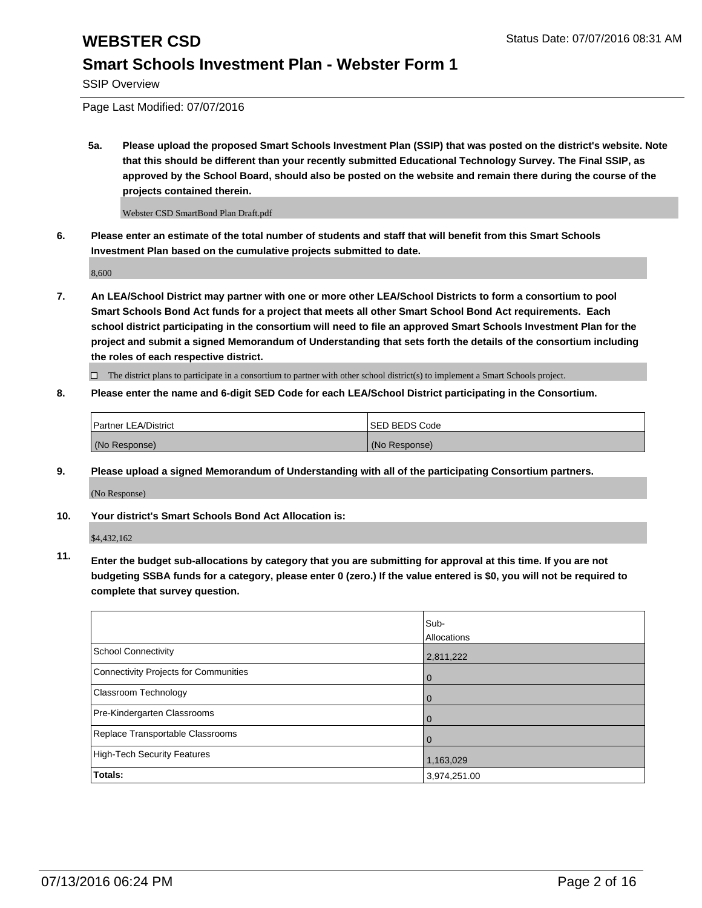# WEBSTER CSD

## Smart Schools Investment Plan - Webster Form 1

SSIP Overview

Page Last Modified: 07/07/2016

**5a. Please upload the proposed Smart Schools Investment Plan (SSIP) that was posted on the district's website. Note that this should be different than your recently submitted Educational Technology Survey. The Final SSIP, as approved by the School Board, should also be posted on the website and remain there during the course of the projects contained therein.**

Webster CSD SmartBond Plan Draft.pdf

**6. Please enter an estimate of the total number of students and staff that will benefit from this Smart Schools Investment Plan based on the cumulative projects submitted to date.**

8,600

**7. An LEA/School District may partner with one or more other LEA/School Districts to form a consortium to pool Smart Schools Bond Act funds for a project that meets all other Smart School Bond Act requirements. Each school district participating in the consortium will need to file an approved Smart Schools Investment Plan for the project and submit a signed Memorandum of Understanding that sets forth the details of the consortium including the roles of each respective district.**

☐ The district plans to participate in a consortium to partner with other school district(s) to implement a Smart Schools project.

**8. Please enter the name and 6-digit SED Code for each LEA/School District participating in the Consortium.**

| Partner LEA/District | SED BEDS Code |
|---|---|
| (No Response) | (No Response) |

**9. Please upload a signed Memorandum of Understanding with all of the participating Consortium partners.**

(No Response)

**10. Your district's Smart Schools Bond Act Allocation is:**

$4,432,162

**11. Enter the budget sub-allocations by category that you are submitting for approval at this time. If you are not budgeting SSBA funds for a category, please enter 0 (zero.) If the value entered is $0, you will not be required to complete that survey question.**

| | Sub-Allocations |
|---|---|
| School Connectivity | 2,811,222 |
| Connectivity Projects for Communities | 0 |
| Classroom Technology | 0 |
| Pre-Kindergarten Classrooms | 0 |
| Replace Transportable Classrooms | 0 |
| High-Tech Security Features | 1,163,029 |
| **Totals:** | 3,974,251.00 |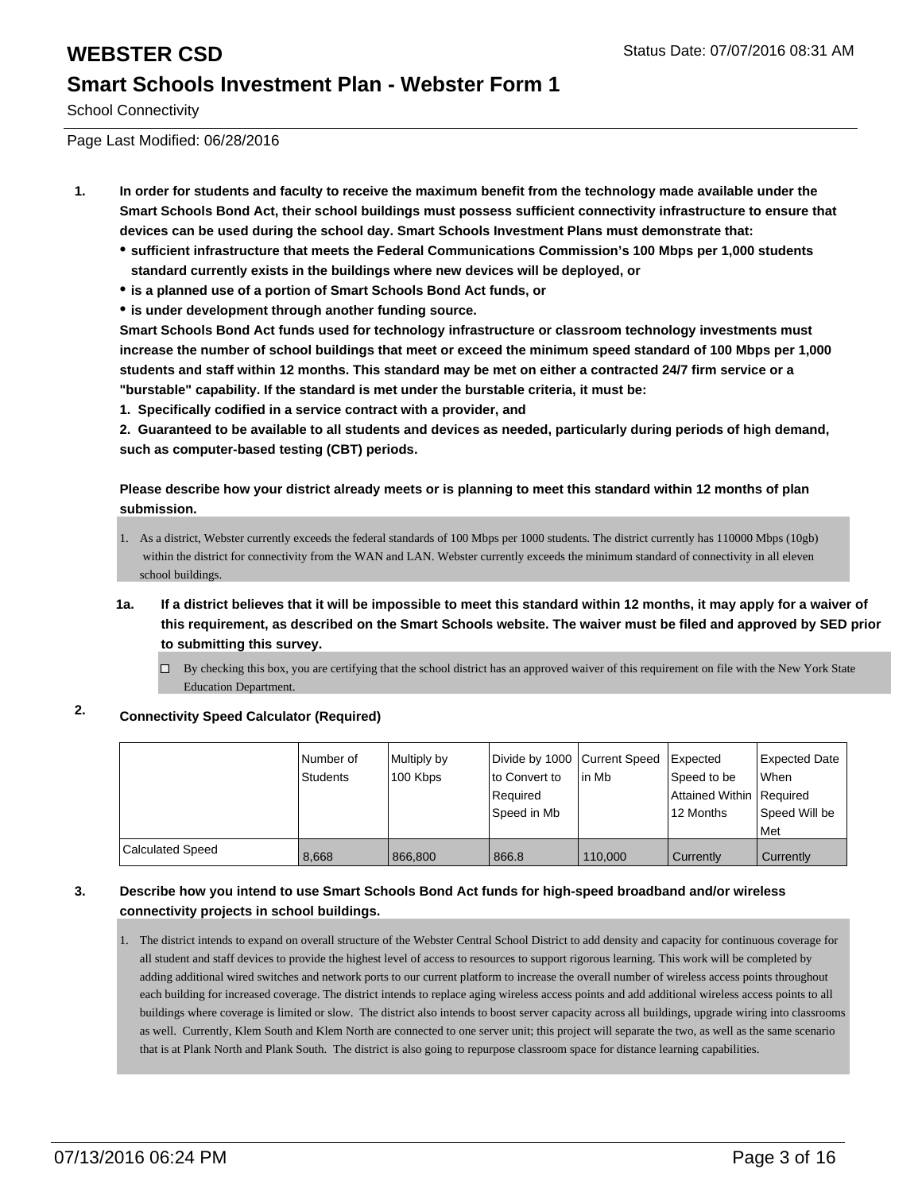# WEBSTER CSD

Status Date: 07/07/2016 08:31 AM

## Smart Schools Investment Plan - Webster Form 1

School Connectivity

Page Last Modified: 06/28/2016

1. **In order for students and faculty to receive the maximum benefit from the technology made available under the Smart Schools Bond Act, their school buildings must possess sufficient connectivity infrastructure to ensure that devices can be used during the school day. Smart Schools Investment Plans must demonstrate that:**
   - **sufficient infrastructure that meets the Federal Communications Commission's 100 Mbps per 1,000 students standard currently exists in the buildings where new devices will be deployed, or**
   - **is a planned use of a portion of Smart Schools Bond Act funds, or**
   - **is under development through another funding source.**

   **Smart Schools Bond Act funds used for technology infrastructure or classroom technology investments must increase the number of school buildings that meet or exceed the minimum speed standard of 100 Mbps per 1,000 students and staff within 12 months. This standard may be met on either a contracted 24/7 firm service or a "burstable" capability. If the standard is met under the burstable criteria, it must be:**

   **1. Specifically codified in a service contract with a provider, and**

   **2. Guaranteed to be available to all students and devices as needed, particularly during periods of high demand, such as computer-based testing (CBT) periods.**

   **Please describe how your district already meets or is planning to meet this standard within 12 months of plan submission.**

   1. As a district, Webster currently exceeds the federal standards of 100 Mbps per 1000 students. The district currently has 110000 Mbps (10gb) within the district for connectivity from the WAN and LAN. Webster currently exceeds the minimum standard of connectivity in all eleven school buildings.

1a. **If a district believes that it will be impossible to meet this standard within 12 months, it may apply for a waiver of this requirement, as described on the Smart Schools website. The waiver must be filed and approved by SED prior to submitting this survey.**

   ☐ By checking this box, you are certifying that the school district has an approved waiver of this requirement on file with the New York State Education Department.

2. **Connectivity Speed Calculator (Required)**

| | Number of Students | Multiply by 100 Kbps | Divide by 1000 to Convert to Required Speed in Mb | Current Speed in Mb | Expected Speed to be Attained Within 12 Months | Expected Date When Required Speed Will be Met |
|---|---|---|---|---|---|---|
| Calculated Speed | 8,668 | 866,800 | 866.8 | 110,000 | Currently | Currently |

3. **Describe how you intend to use Smart Schools Bond Act funds for high-speed broadband and/or wireless connectivity projects in school buildings.**

   1. The district intends to expand on overall structure of the Webster Central School District to add density and capacity for continuous coverage for all student and staff devices to provide the highest level of access to resources to support rigorous learning. This work will be completed by adding additional wired switches and network ports to our current platform to increase the overall number of wireless access points throughout each building for increased coverage. The district intends to replace aging wireless access points and add additional wireless access points to all buildings where coverage is limited or slow. The district also intends to boost server capacity across all buildings, upgrade wiring into classrooms as well. Currently, Klem South and Klem North are connected to one server unit; this project will separate the two, as well as the same scenario that is at Plank North and Plank South. The district is also going to repurpose classroom space for distance learning capabilities.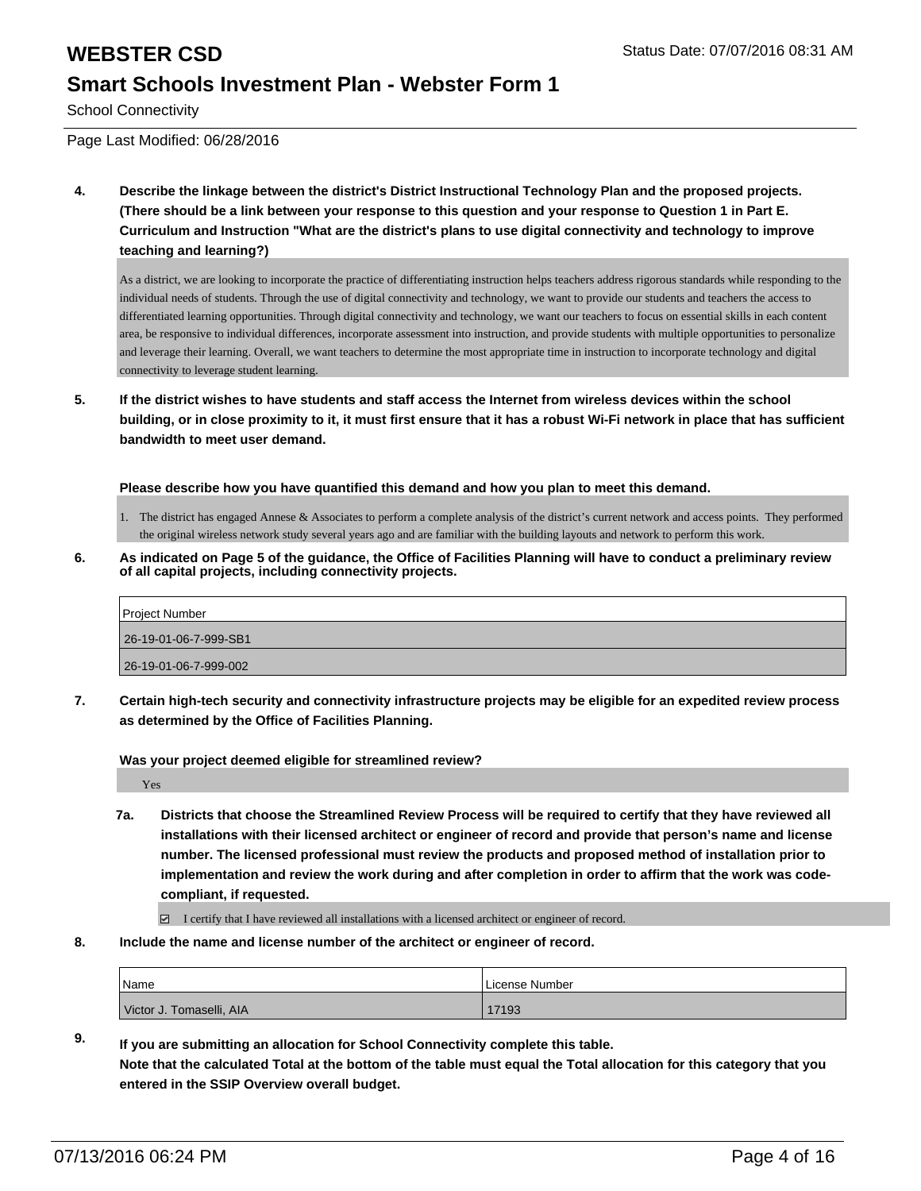# WEBSTER CSD

Status Date: 07/07/2016 08:31 AM

## Smart Schools Investment Plan - Webster Form 1

School Connectivity

Page Last Modified: 06/28/2016

**4. Describe the linkage between the district's District Instructional Technology Plan and the proposed projects. (There should be a link between your response to this question and your response to Question 1 in Part E. Curriculum and Instruction "What are the district's plans to use digital connectivity and technology to improve teaching and learning?)**

As a district, we are looking to incorporate the practice of differentiating instruction helps teachers address rigorous standards while responding to the individual needs of students. Through the use of digital connectivity and technology, we want to provide our students and teachers the access to differentiated learning opportunities. Through digital connectivity and technology, we want our teachers to focus on essential skills in each content area, be responsive to individual differences, incorporate assessment into instruction, and provide students with multiple opportunities to personalize and leverage their learning. Overall, we want teachers to determine the most appropriate time in instruction to incorporate technology and digital connectivity to leverage student learning.

**5. If the district wishes to have students and staff access the Internet from wireless devices within the school building, or in close proximity to it, it must first ensure that it has a robust Wi-Fi network in place that has sufficient bandwidth to meet user demand.**

**Please describe how you have quantified this demand and how you plan to meet this demand.**

1. The district has engaged Annese & Associates to perform a complete analysis of the district's current network and access points. They performed the original wireless network study several years ago and are familiar with the building layouts and network to perform this work.

**6. As indicated on Page 5 of the guidance, the Office of Facilities Planning will have to conduct a preliminary review of all capital projects, including connectivity projects.**

| Project Number |
| --- |
| 26-19-01-06-7-999-SB1 |
| 26-19-01-06-7-999-002 |

**7. Certain high-tech security and connectivity infrastructure projects may be eligible for an expedited review process as determined by the Office of Facilities Planning.**

**Was your project deemed eligible for streamlined review?**

Yes

**7a. Districts that choose the Streamlined Review Process will be required to certify that they have reviewed all installations with their licensed architect or engineer of record and provide that person's name and license number. The licensed professional must review the products and proposed method of installation prior to implementation and review the work during and after completion in order to affirm that the work was code-compliant, if requested.**

☑ I certify that I have reviewed all installations with a licensed architect or engineer of record.

**8. Include the name and license number of the architect or engineer of record.**

| Name | License Number |
| --- | --- |
| Victor J. Tomaselli, AIA | 17193 |

**9. If you are submitting an allocation for School Connectivity complete this table. Note that the calculated Total at the bottom of the table must equal the Total allocation for this category that you entered in the SSIP Overview overall budget.**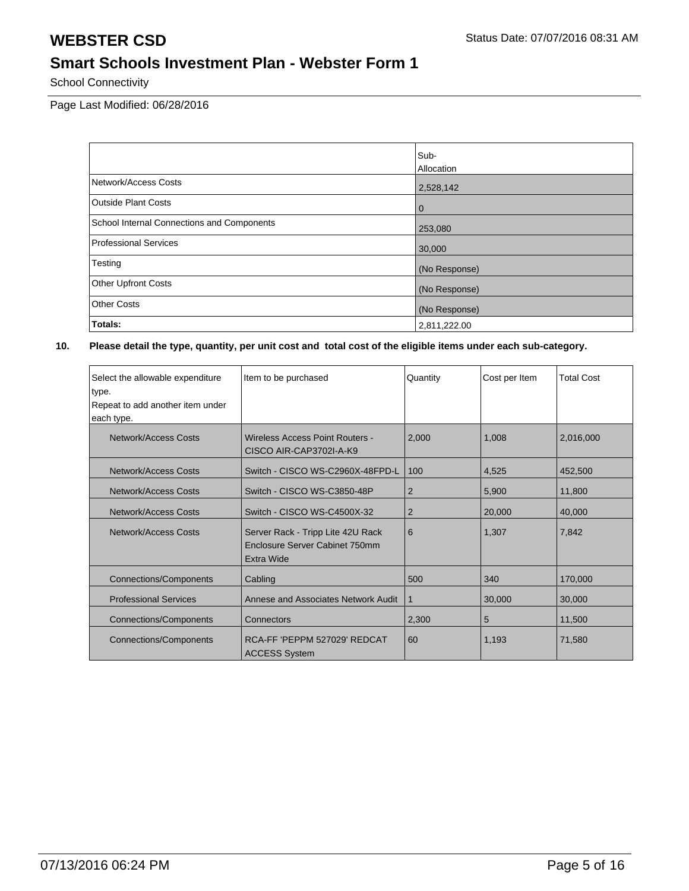# WEBSTER CSD

Status Date: 07/07/2016 08:31 AM

## Smart Schools Investment Plan - Webster Form 1

School Connectivity

Page Last Modified: 06/28/2016

| | Sub-Allocation |
|---|---|
| Network/Access Costs | 2,528,142 |
| Outside Plant Costs | 0 |
| School Internal Connections and Components | 253,080 |
| Professional Services | 30,000 |
| Testing | (No Response) |
| Other Upfront Costs | (No Response) |
| Other Costs | (No Response) |
| **Totals:** | 2,811,222.00 |

**10. Please detail the type, quantity, per unit cost and total cost of the eligible items under each sub-category.**

| Select the allowable expenditure type. Repeat to add another item under each type. | Item to be purchased | Quantity | Cost per Item | Total Cost |
|---|---|---|---|---|
| Network/Access Costs | Wireless Access Point Routers - CISCO AIR-CAP3702I-A-K9 | 2,000 | 1,008 | 2,016,000 |
| Network/Access Costs | Switch - CISCO WS-C2960X-48FPD-L | 100 | 4,525 | 452,500 |
| Network/Access Costs | Switch - CISCO WS-C3850-48P | 2 | 5,900 | 11,800 |
| Network/Access Costs | Switch - CISCO WS-C4500X-32 | 2 | 20,000 | 40,000 |
| Network/Access Costs | Server Rack - Tripp Lite 42U Rack Enclosure Server Cabinet 750mm Extra Wide | 6 | 1,307 | 7,842 |
| Connections/Components | Cabling | 500 | 340 | 170,000 |
| Professional Services | Annese and Associates Network Audit | 1 | 30,000 | 30,000 |
| Connections/Components | Connectors | 2,300 | 5 | 11,500 |
| Connections/Components | RCA-FF 'PEPPM 527029' REDCAT ACCESS System | 60 | 1,193 | 71,580 |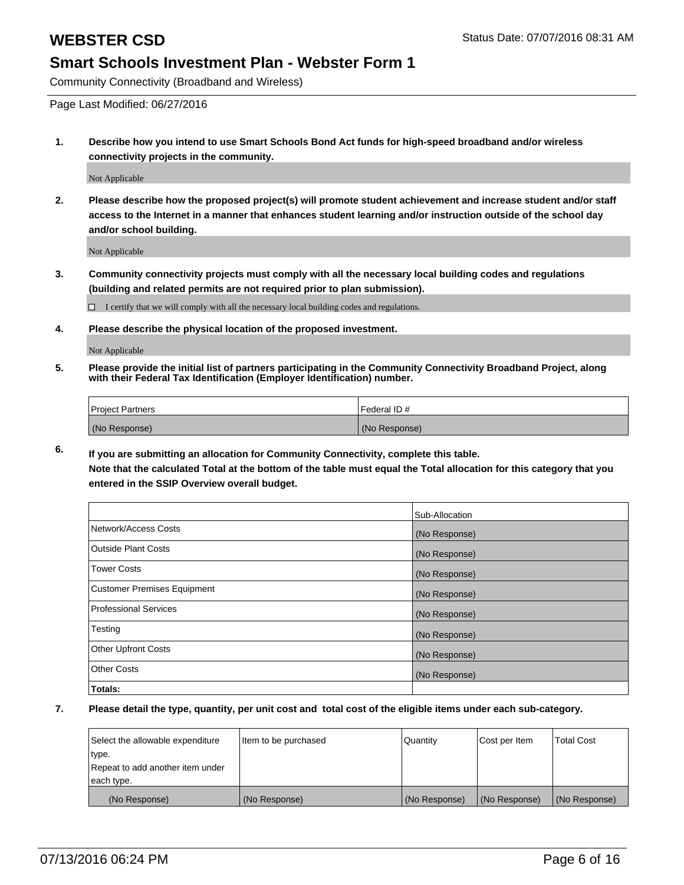# WEBSTER CSD

Status Date: 07/07/2016 08:31 AM

## Smart Schools Investment Plan - Webster Form 1

Community Connectivity (Broadband and Wireless)

Page Last Modified: 06/27/2016

1. **Describe how you intend to use Smart Schools Bond Act funds for high-speed broadband and/or wireless connectivity projects in the community.**

   Not Applicable

2. **Please describe how the proposed project(s) will promote student achievement and increase student and/or staff access to the Internet in a manner that enhances student learning and/or instruction outside of the school day and/or school building.**

   Not Applicable

3. **Community connectivity projects must comply with all the necessary local building codes and regulations (building and related permits are not required prior to plan submission).**

   ☐ I certify that we will comply with all the necessary local building codes and regulations.

4. **Please describe the physical location of the proposed investment.**

   Not Applicable

5. **Please provide the initial list of partners participating in the Community Connectivity Broadband Project, along with their Federal Tax Identification (Employer Identification) number.**

| Project Partners | Federal ID # |
|---|---|
| (No Response) | (No Response) |

6. **If you are submitting an allocation for Community Connectivity, complete this table.**
   **Note that the calculated Total at the bottom of the table must equal the Total allocation for this category that you entered in the SSIP Overview overall budget.**

| | Sub-Allocation |
|---|---|
| Network/Access Costs | (No Response) |
| Outside Plant Costs | (No Response) |
| Tower Costs | (No Response) |
| Customer Premises Equipment | (No Response) |
| Professional Services | (No Response) |
| Testing | (No Response) |
| Other Upfront Costs | (No Response) |
| Other Costs | (No Response) |
| **Totals:** | |

7. **Please detail the type, quantity, per unit cost and total cost of the eligible items under each sub-category.**

| Select the allowable expenditure type. Repeat to add another item under each type. | Item to be purchased | Quantity | Cost per Item | Total Cost |
|---|---|---|---|---|
| (No Response) | (No Response) | (No Response) | (No Response) | (No Response) |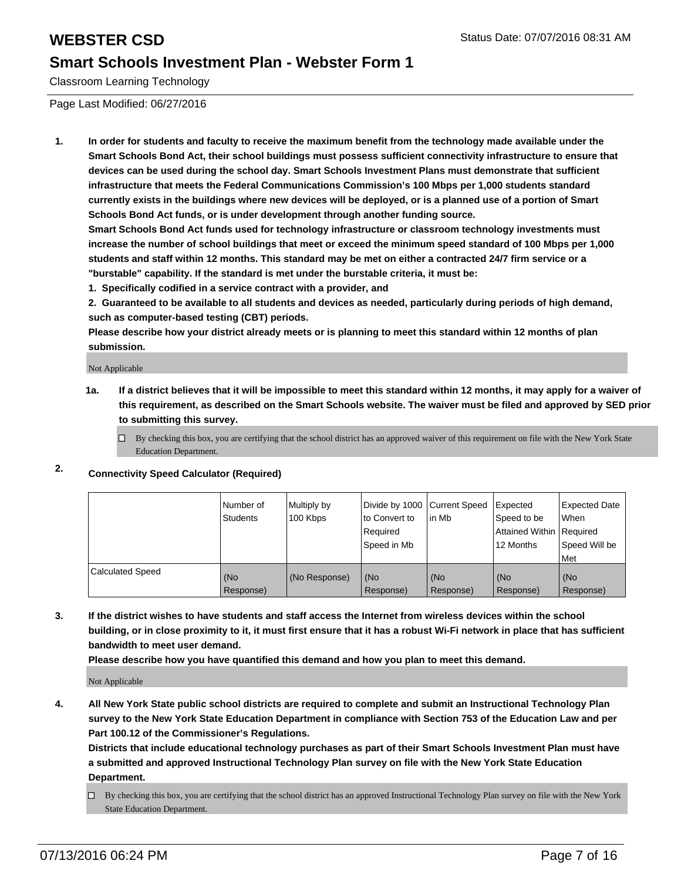Classroom Learning Technology

Page Last Modified: 06/27/2016

**1. In order for students and faculty to receive the maximum benefit from the technology made available under the Smart Schools Bond Act, their school buildings must possess sufficient connectivity infrastructure to ensure that devices can be used during the school day. Smart Schools Investment Plans must demonstrate that sufficient infrastructure that meets the Federal Communications Commission's 100 Mbps per 1,000 students standard currently exists in the buildings where new devices will be deployed, or is a planned use of a portion of Smart Schools Bond Act funds, or is under development through another funding source.**

**Smart Schools Bond Act funds used for technology infrastructure or classroom technology investments must increase the number of school buildings that meet or exceed the minimum speed standard of 100 Mbps per 1,000 students and staff within 12 months. This standard may be met on either a contracted 24/7 firm service or a "burstable" capability. If the standard is met under the burstable criteria, it must be:**

**1. Specifically codified in a service contract with a provider, and**

**2. Guaranteed to be available to all students and devices as needed, particularly during periods of high demand, such as computer-based testing (CBT) periods.**

**Please describe how your district already meets or is planning to meet this standard within 12 months of plan submission.**

Not Applicable

**1a. If a district believes that it will be impossible to meet this standard within 12 months, it may apply for a waiver of this requirement, as described on the Smart Schools website. The waiver must be filed and approved by SED prior to submitting this survey.**

☐ By checking this box, you are certifying that the school district has an approved waiver of this requirement on file with the New York State Education Department.

**2. Connectivity Speed Calculator (Required)**

| | Number of Students | Multiply by 100 Kbps | Divide by 1000 to Convert to Required Speed in Mb | Current Speed in Mb | Expected Speed to be Attained Within 12 Months | Expected Date When Required Speed Will be Met |
|---|---|---|---|---|---|---|
| Calculated Speed | (No Response) | (No Response) | (No Response) | (No Response) | (No Response) | (No Response) |

**3. If the district wishes to have students and staff access the Internet from wireless devices within the school building, or in close proximity to it, it must first ensure that it has a robust Wi-Fi network in place that has sufficient bandwidth to meet user demand.**

**Please describe how you have quantified this demand and how you plan to meet this demand.**

Not Applicable

**4. All New York State public school districts are required to complete and submit an Instructional Technology Plan survey to the New York State Education Department in compliance with Section 753 of the Education Law and per Part 100.12 of the Commissioner's Regulations.**

**Districts that include educational technology purchases as part of their Smart Schools Investment Plan must have a submitted and approved Instructional Technology Plan survey on file with the New York State Education Department.**

☐ By checking this box, you are certifying that the school district has an approved Instructional Technology Plan survey on file with the New York State Education Department.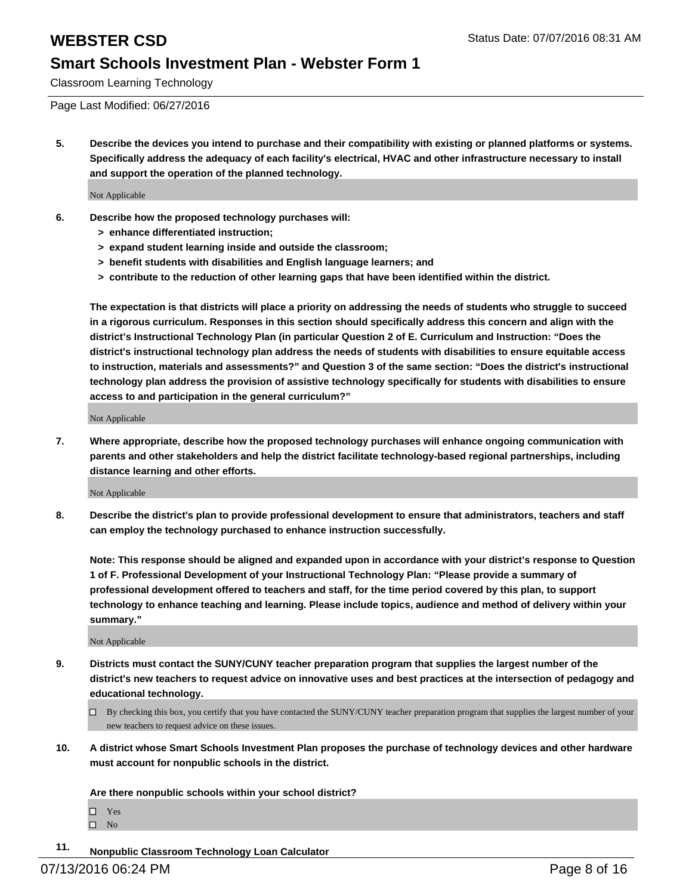# WEBSTER CSD

## Smart Schools Investment Plan - Webster Form 1

Classroom Learning Technology

Page Last Modified: 06/27/2016

**5. Describe the devices you intend to purchase and their compatibility with existing or planned platforms or systems. Specifically address the adequacy of each facility's electrical, HVAC and other infrastructure necessary to install and support the operation of the planned technology.**

Not Applicable

**6. Describe how the proposed technology purchases will:**

- **> enhance differentiated instruction;**
- **> expand student learning inside and outside the classroom;**
- **> benefit students with disabilities and English language learners; and**
- **> contribute to the reduction of other learning gaps that have been identified within the district.**

**The expectation is that districts will place a priority on addressing the needs of students who struggle to succeed in a rigorous curriculum. Responses in this section should specifically address this concern and align with the district's Instructional Technology Plan (in particular Question 2 of E. Curriculum and Instruction: "Does the district's instructional technology plan address the needs of students with disabilities to ensure equitable access to instruction, materials and assessments?" and Question 3 of the same section: "Does the district's instructional technology plan address the provision of assistive technology specifically for students with disabilities to ensure access to and participation in the general curriculum?"**

Not Applicable

**7. Where appropriate, describe how the proposed technology purchases will enhance ongoing communication with parents and other stakeholders and help the district facilitate technology-based regional partnerships, including distance learning and other efforts.**

Not Applicable

**8. Describe the district's plan to provide professional development to ensure that administrators, teachers and staff can employ the technology purchased to enhance instruction successfully.**

**Note: This response should be aligned and expanded upon in accordance with your district's response to Question 1 of F. Professional Development of your Instructional Technology Plan: "Please provide a summary of professional development offered to teachers and staff, for the time period covered by this plan, to support technology to enhance teaching and learning. Please include topics, audience and method of delivery within your summary."**

Not Applicable

**9. Districts must contact the SUNY/CUNY teacher preparation program that supplies the largest number of the district's new teachers to request advice on innovative uses and best practices at the intersection of pedagogy and educational technology.**

☐ By checking this box, you certify that you have contacted the SUNY/CUNY teacher preparation program that supplies the largest number of your new teachers to request advice on these issues.

**10. A district whose Smart Schools Investment Plan proposes the purchase of technology devices and other hardware must account for nonpublic schools in the district.**

**Are there nonpublic schools within your school district?**

☐ Yes
☐ No

**11. Nonpublic Classroom Technology Loan Calculator**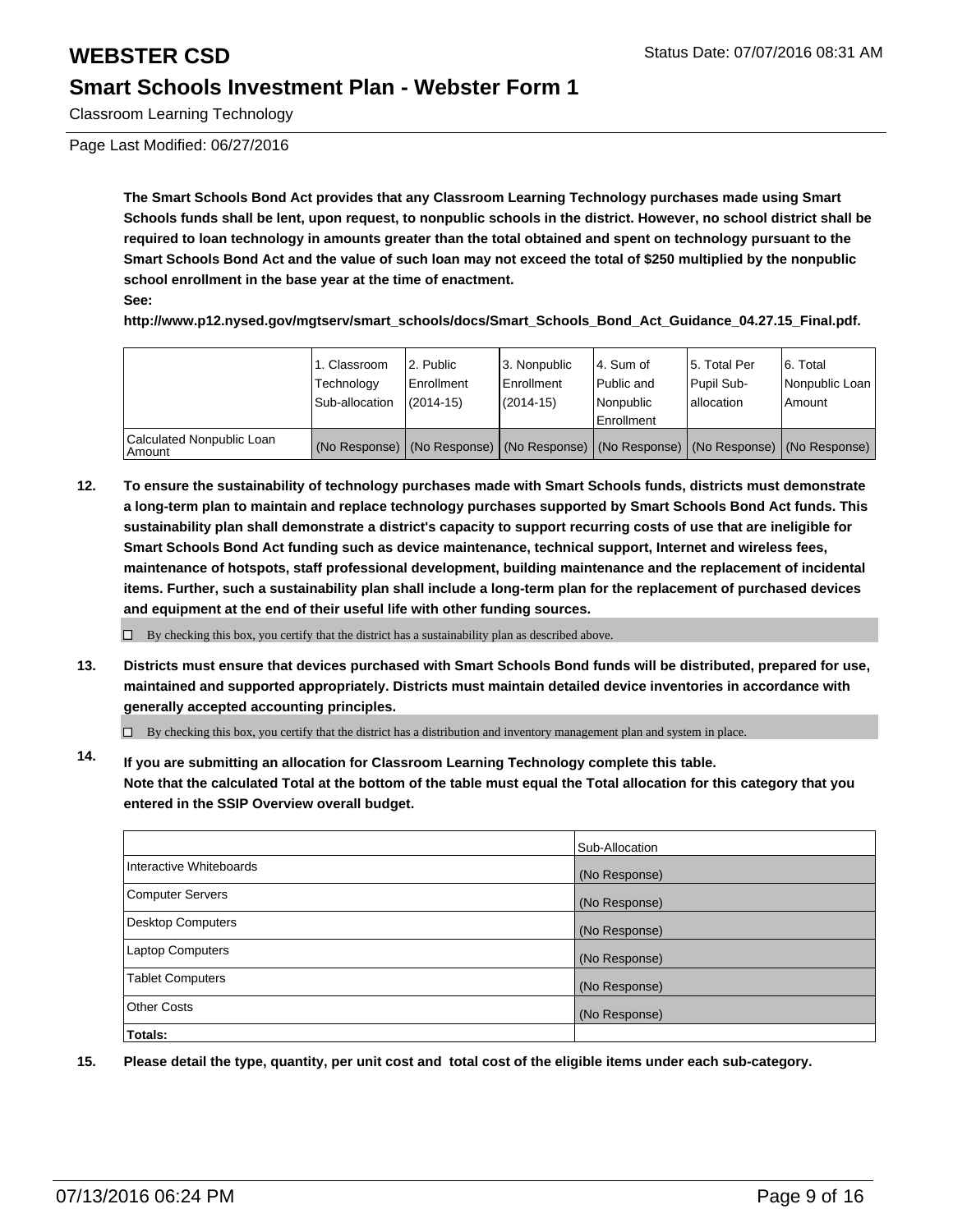The Smart Schools Bond Act provides that any Classroom Learning Technology purchases made using Smart Schools funds shall be lent, upon request, to nonpublic schools in the district. However, no school district shall be required to loan technology in amounts greater than the total obtained and spent on technology pursuant to the Smart Schools Bond Act and the value of such loan may not exceed the total of $250 multiplied by the nonpublic school enrollment in the base year at the time of enactment.

**See:**

**http://www.p12.nysed.gov/mgtserv/smart_schools/docs/Smart_Schools_Bond_Act_Guidance_04.27.15_Final.pdf.**

| | 1. Classroom Technology Sub-allocation | 2. Public Enrollment (2014-15) | 3. Nonpublic Enrollment (2014-15) | 4. Sum of Public and Nonpublic Enrollment | 5. Total Per Pupil Sub-allocation | 6. Total Nonpublic Loan Amount |
|---|---|---|---|---|---|---|
| Calculated Nonpublic Loan Amount | (No Response) | (No Response) | (No Response) | (No Response) | (No Response) | (No Response) |

**12. To ensure the sustainability of technology purchases made with Smart Schools funds, districts must demonstrate a long-term plan to maintain and replace technology purchases supported by Smart Schools Bond Act funds. This sustainability plan shall demonstrate a district's capacity to support recurring costs of use that are ineligible for Smart Schools Bond Act funding such as device maintenance, technical support, Internet and wireless fees, maintenance of hotspots, staff professional development, building maintenance and the replacement of incidental items. Further, such a sustainability plan shall include a long-term plan for the replacement of purchased devices and equipment at the end of their useful life with other funding sources.**

☐ By checking this box, you certify that the district has a sustainability plan as described above.

**13. Districts must ensure that devices purchased with Smart Schools Bond funds will be distributed, prepared for use, maintained and supported appropriately. Districts must maintain detailed device inventories in accordance with generally accepted accounting principles.**

☐ By checking this box, you certify that the district has a distribution and inventory management plan and system in place.

**14. If you are submitting an allocation for Classroom Learning Technology complete this table. Note that the calculated Total at the bottom of the table must equal the Total allocation for this category that you entered in the SSIP Overview overall budget.**

| | Sub-Allocation |
|---|---|
| Interactive Whiteboards | (No Response) |
| Computer Servers | (No Response) |
| Desktop Computers | (No Response) |
| Laptop Computers | (No Response) |
| Tablet Computers | (No Response) |
| Other Costs | (No Response) |
| **Totals:** | |

**15. Please detail the type, quantity, per unit cost and total cost of the eligible items under each sub-category.**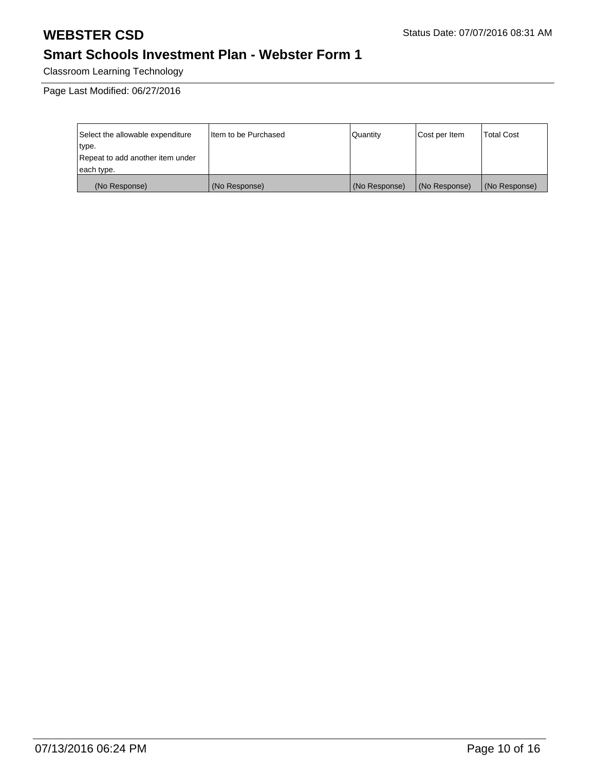# WEBSTER CSD

Status Date: 07/07/2016 08:31 AM

## Smart Schools Investment Plan - Webster Form 1

Classroom Learning Technology

Page Last Modified: 06/27/2016

| Select the allowable expenditure type. Repeat to add another item under each type. | Item to be Purchased | Quantity | Cost per Item | Total Cost |
| --- | --- | --- | --- | --- |
| (No Response) | (No Response) | (No Response) | (No Response) | (No Response) |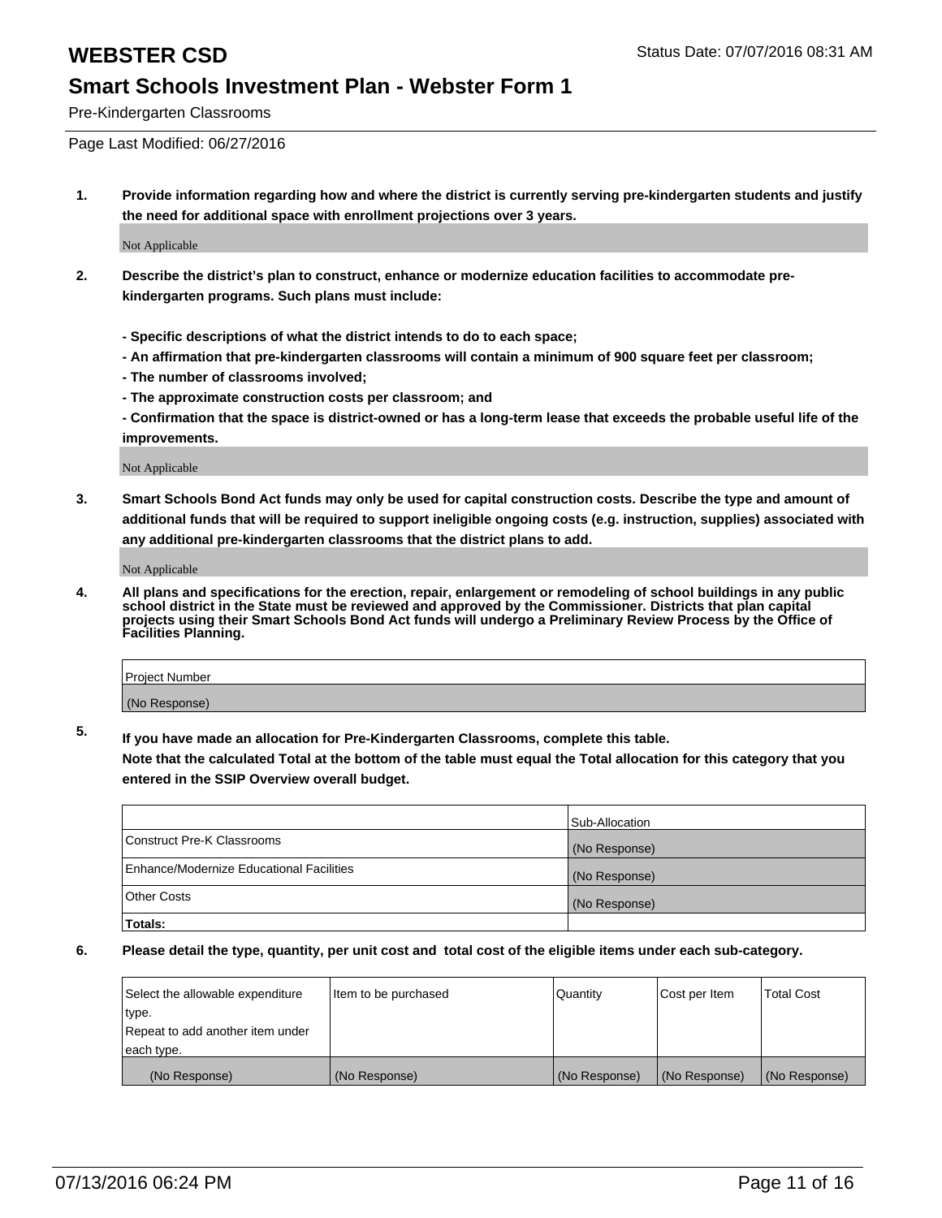# WEBSTER CSD

Status Date: 07/07/2016 08:31 AM

## Smart Schools Investment Plan - Webster Form 1

Pre-Kindergarten Classrooms

Page Last Modified: 06/27/2016

**1. Provide information regarding how and where the district is currently serving pre-kindergarten students and justify the need for additional space with enrollment projections over 3 years.**

Not Applicable

**2. Describe the district's plan to construct, enhance or modernize education facilities to accommodate pre-kindergarten programs. Such plans must include:**

**- Specific descriptions of what the district intends to do to each space;**
**- An affirmation that pre-kindergarten classrooms will contain a minimum of 900 square feet per classroom;**
**- The number of classrooms involved;**
**- The approximate construction costs per classroom; and**
**- Confirmation that the space is district-owned or has a long-term lease that exceeds the probable useful life of the improvements.**

Not Applicable

**3. Smart Schools Bond Act funds may only be used for capital construction costs. Describe the type and amount of additional funds that will be required to support ineligible ongoing costs (e.g. instruction, supplies) associated with any additional pre-kindergarten classrooms that the district plans to add.**

Not Applicable

**4. All plans and specifications for the erection, repair, enlargement or remodeling of school buildings in any public school district in the State must be reviewed and approved by the Commissioner. Districts that plan capital projects using their Smart Schools Bond Act funds will undergo a Preliminary Review Process by the Office of Facilities Planning.**

| Project Number |
|---|
| (No Response) |

**5. If you have made an allocation for Pre-Kindergarten Classrooms, complete this table.**
**Note that the calculated Total at the bottom of the table must equal the Total allocation for this category that you entered in the SSIP Overview overall budget.**

| | Sub-Allocation |
|---|---|
| Construct Pre-K Classrooms | (No Response) |
| Enhance/Modernize Educational Facilities | (No Response) |
| Other Costs | (No Response) |
| **Totals:** | |

**6. Please detail the type, quantity, per unit cost and total cost of the eligible items under each sub-category.**

| Select the allowable expenditure type. Repeat to add another item under each type. | Item to be purchased | Quantity | Cost per Item | Total Cost |
|---|---|---|---|---|
| (No Response) | (No Response) | (No Response) | (No Response) | (No Response) |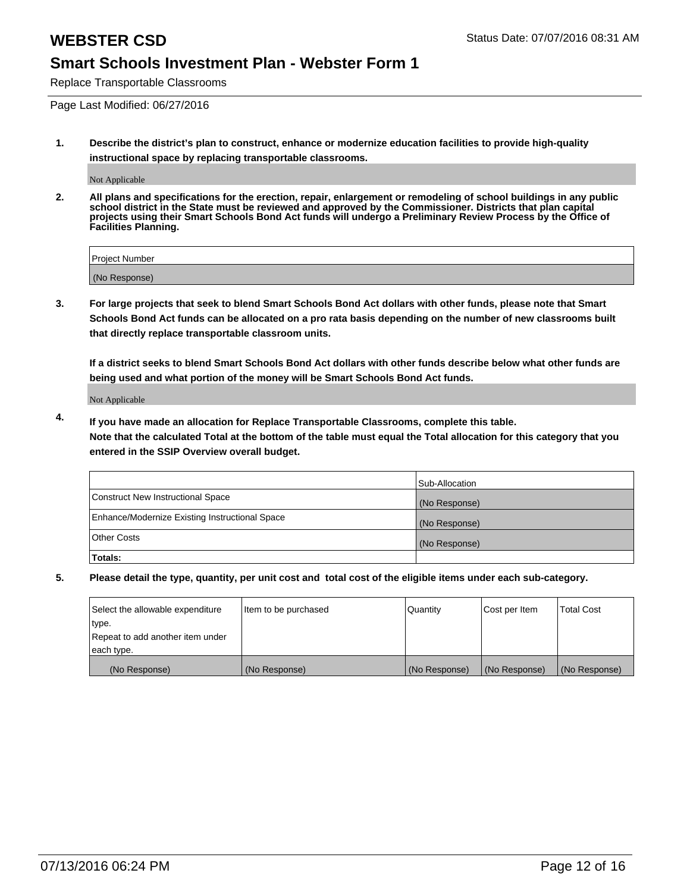# WEBSTER CSD

Status Date: 07/07/2016 08:31 AM

## Smart Schools Investment Plan - Webster Form 1

Replace Transportable Classrooms

Page Last Modified: 06/27/2016

1. **Describe the district's plan to construct, enhance or modernize education facilities to provide high-quality instructional space by replacing transportable classrooms.**

   Not Applicable

2. **All plans and specifications for the erection, repair, enlargement or remodeling of school buildings in any public school district in the State must be reviewed and approved by the Commissioner. Districts that plan capital projects using their Smart Schools Bond Act funds will undergo a Preliminary Review Process by the Office of Facilities Planning.**

| Project Number |
| --- |
| (No Response) |

3. **For large projects that seek to blend Smart Schools Bond Act dollars with other funds, please note that Smart Schools Bond Act funds can be allocated on a pro rata basis depending on the number of new classrooms built that directly replace transportable classroom units.**

   **If a district seeks to blend Smart Schools Bond Act dollars with other funds describe below what other funds are being used and what portion of the money will be Smart Schools Bond Act funds.**

   Not Applicable

4. **If you have made an allocation for Replace Transportable Classrooms, complete this table.**
   **Note that the calculated Total at the bottom of the table must equal the Total allocation for this category that you entered in the SSIP Overview overall budget.**

| | Sub-Allocation |
| --- | --- |
| Construct New Instructional Space | (No Response) |
| Enhance/Modernize Existing Instructional Space | (No Response) |
| Other Costs | (No Response) |
| **Totals:** | |

5. **Please detail the type, quantity, per unit cost and total cost of the eligible items under each sub-category.**

| Select the allowable expenditure type. Repeat to add another item under each type. | Item to be purchased | Quantity | Cost per Item | Total Cost |
| --- | --- | --- | --- | --- |
| (No Response) | (No Response) | (No Response) | (No Response) | (No Response) |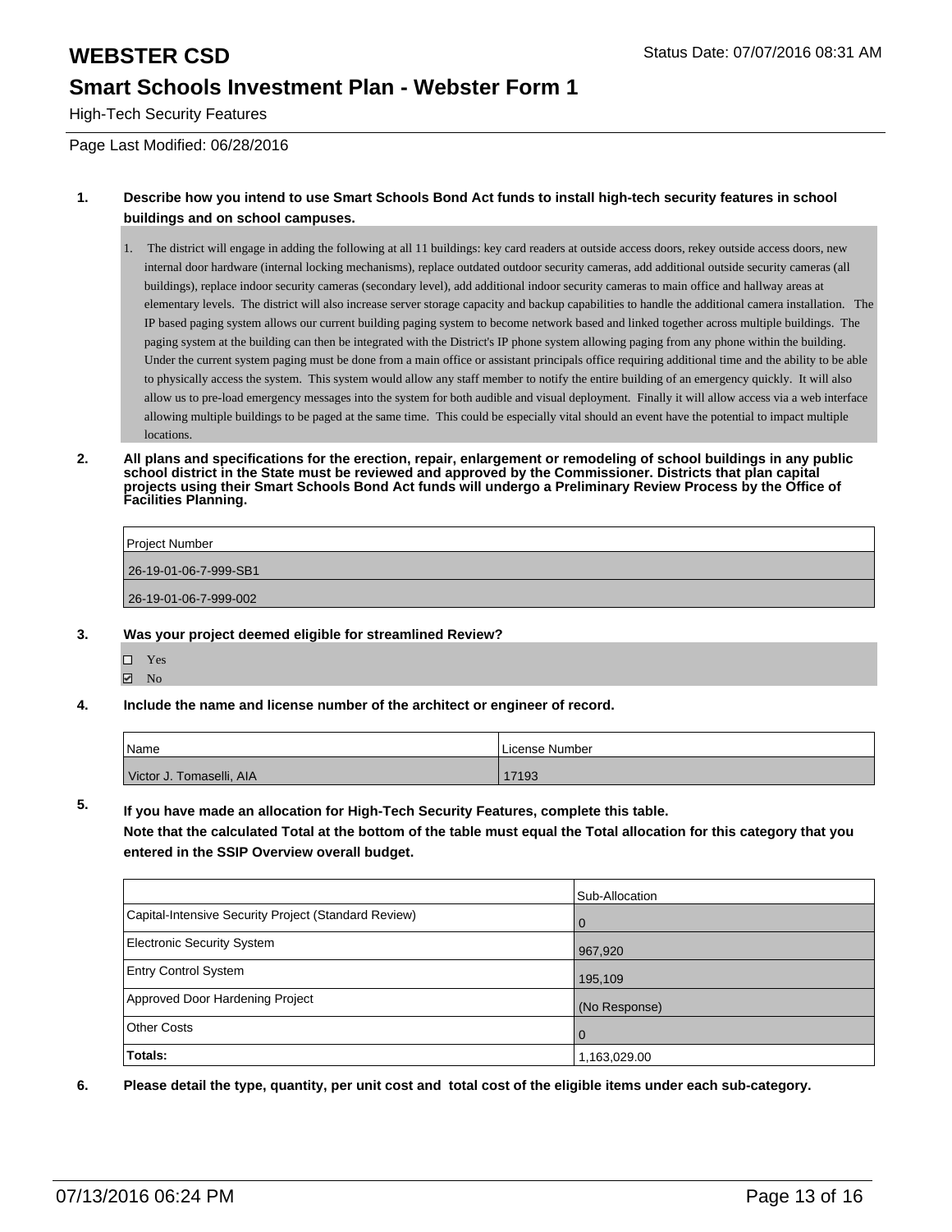# WEBSTER CSD

Status Date: 07/07/2016 08:31 AM

## Smart Schools Investment Plan - Webster Form 1

High-Tech Security Features

Page Last Modified: 06/28/2016

**1. Describe how you intend to use Smart Schools Bond Act funds to install high-tech security features in school buildings and on school campuses.**

1. The district will engage in adding the following at all 11 buildings: key card readers at outside access doors, rekey outside access doors, new internal door hardware (internal locking mechanisms), replace outdated outdoor security cameras, add additional outside security cameras (all buildings), replace indoor security cameras (secondary level), add additional indoor security cameras to main office and hallway areas at elementary levels. The district will also increase server storage capacity and backup capabilities to handle the additional camera installation. The IP based paging system allows our current building paging system to become network based and linked together across multiple buildings. The paging system at the building can then be integrated with the District's IP phone system allowing paging from any phone within the building. Under the current system paging must be done from a main office or assistant principals office requiring additional time and the ability to be able to physically access the system. This system would allow any staff member to notify the entire building of an emergency quickly. It will also allow us to pre-load emergency messages into the system for both audible and visual deployment. Finally it will allow access via a web interface allowing multiple buildings to be paged at the same time. This could be especially vital should an event have the potential to impact multiple locations.

**2. All plans and specifications for the erection, repair, enlargement or remodeling of school buildings in any public school district in the State must be reviewed and approved by the Commissioner. Districts that plan capital projects using their Smart Schools Bond Act funds will undergo a Preliminary Review Process by the Office of Facilities Planning.**

| Project Number |
|---|
| 26-19-01-06-7-999-SB1 |
| 26-19-01-06-7-999-002 |

**3. Was your project deemed eligible for streamlined Review?**

- ☐ Yes
- ☑ No

**4. Include the name and license number of the architect or engineer of record.**

| Name | License Number |
|---|---|
| Victor J. Tomaselli, AIA | 17193 |

**5. If you have made an allocation for High-Tech Security Features, complete this table.**
**Note that the calculated Total at the bottom of the table must equal the Total allocation for this category that you entered in the SSIP Overview overall budget.**

| | Sub-Allocation |
|---|---|
| Capital-Intensive Security Project (Standard Review) | 0 |
| Electronic Security System | 967,920 |
| Entry Control System | 195,109 |
| Approved Door Hardening Project | (No Response) |
| Other Costs | 0 |
| **Totals:** | 1,163,029.00 |

**6. Please detail the type, quantity, per unit cost and total cost of the eligible items under each sub-category.**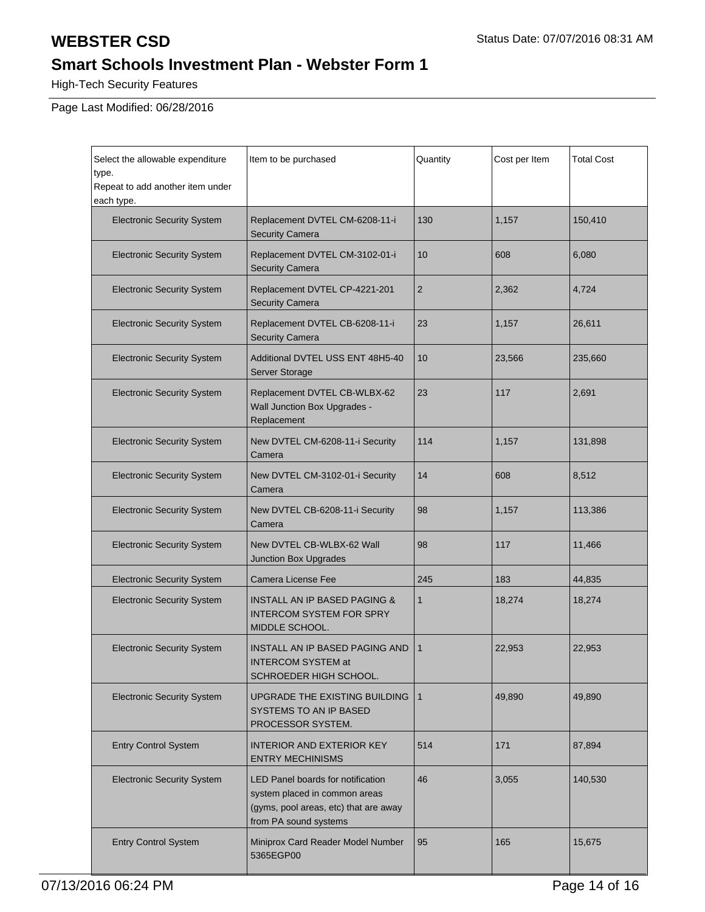# WEBSTER CSD

Status Date: 07/07/2016 08:31 AM

## Smart Schools Investment Plan - Webster Form 1

High-Tech Security Features

Page Last Modified: 06/28/2016

| Select the allowable expenditure type.<br>Repeat to add another item under each type. | Item to be purchased | Quantity | Cost per Item | Total Cost |
|---|---|---|---|---|
| Electronic Security System | Replacement DVTEL CM-6208-11-i Security Camera | 130 | 1,157 | 150,410 |
| Electronic Security System | Replacement DVTEL CM-3102-01-i Security Camera | 10 | 608 | 6,080 |
| Electronic Security System | Replacement DVTEL CP-4221-201 Security Camera | 2 | 2,362 | 4,724 |
| Electronic Security System | Replacement DVTEL CB-6208-11-i Security Camera | 23 | 1,157 | 26,611 |
| Electronic Security System | Additional DVTEL USS ENT 48H5-40 Server Storage | 10 | 23,566 | 235,660 |
| Electronic Security System | Replacement DVTEL CB-WLBX-62 Wall Junction Box Upgrades - Replacement | 23 | 117 | 2,691 |
| Electronic Security System | New DVTEL CM-6208-11-i Security Camera | 114 | 1,157 | 131,898 |
| Electronic Security System | New DVTEL CM-3102-01-i Security Camera | 14 | 608 | 8,512 |
| Electronic Security System | New DVTEL CB-6208-11-i Security Camera | 98 | 1,157 | 113,386 |
| Electronic Security System | New DVTEL CB-WLBX-62 Wall Junction Box Upgrades | 98 | 117 | 11,466 |
| Electronic Security System | Camera License Fee | 245 | 183 | 44,835 |
| Electronic Security System | INSTALL AN IP BASED PAGING & INTERCOM SYSTEM FOR SPRY MIDDLE SCHOOL. | 1 | 18,274 | 18,274 |
| Electronic Security System | INSTALL AN IP BASED PAGING AND INTERCOM SYSTEM at SCHROEDER HIGH SCHOOL. | 1 | 22,953 | 22,953 |
| Electronic Security System | UPGRADE THE EXISTING BUILDING SYSTEMS TO AN IP BASED PROCESSOR SYSTEM. | 1 | 49,890 | 49,890 |
| Entry Control System | INTERIOR AND EXTERIOR KEY ENTRY MECHINISMS | 514 | 171 | 87,894 |
| Electronic Security System | LED Panel boards for notification system placed in common areas (gyms, pool areas, etc) that are away from PA sound systems | 46 | 3,055 | 140,530 |
| Entry Control System | Miniprox Card Reader Model Number 5365EGP00 | 95 | 165 | 15,675 |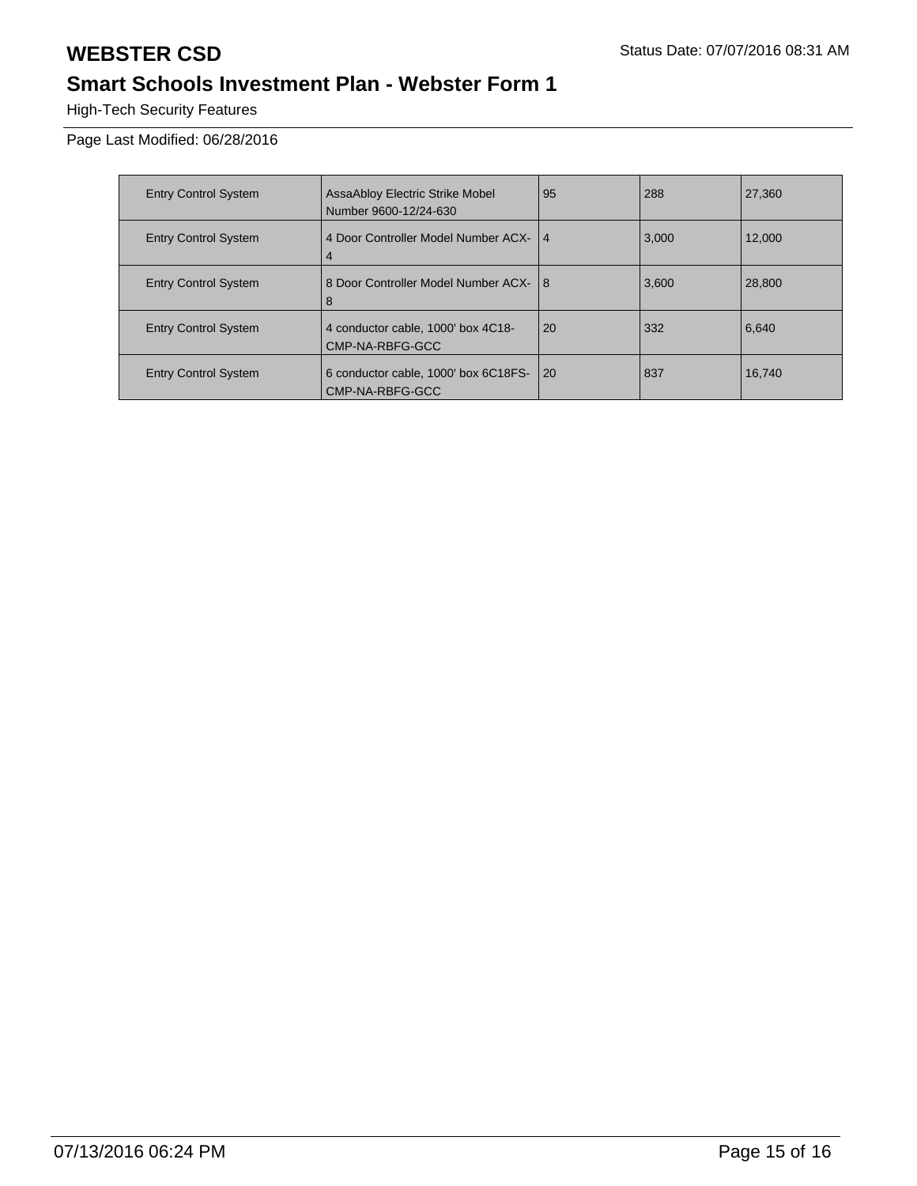# WEBSTER CSD

## Smart Schools Investment Plan - Webster Form 1

High-Tech Security Features

Page Last Modified: 06/28/2016

| | | | | |
|---|---|---|---|---|
| Entry Control System | AssaAbloy Electric Strike Mobel Number 9600-12/24-630 | 95 | 288 | 27,360 |
| Entry Control System | 4 Door Controller Model Number ACX-4 | 4 | 3,000 | 12,000 |
| Entry Control System | 8 Door Controller Model Number ACX-8 | 8 | 3,600 | 28,800 |
| Entry Control System | 4 conductor cable, 1000' box 4C18-CMP-NA-RBFG-GCC | 20 | 332 | 6,640 |
| Entry Control System | 6 conductor cable, 1000' box 6C18FS-CMP-NA-RBFG-GCC | 20 | 837 | 16,740 |